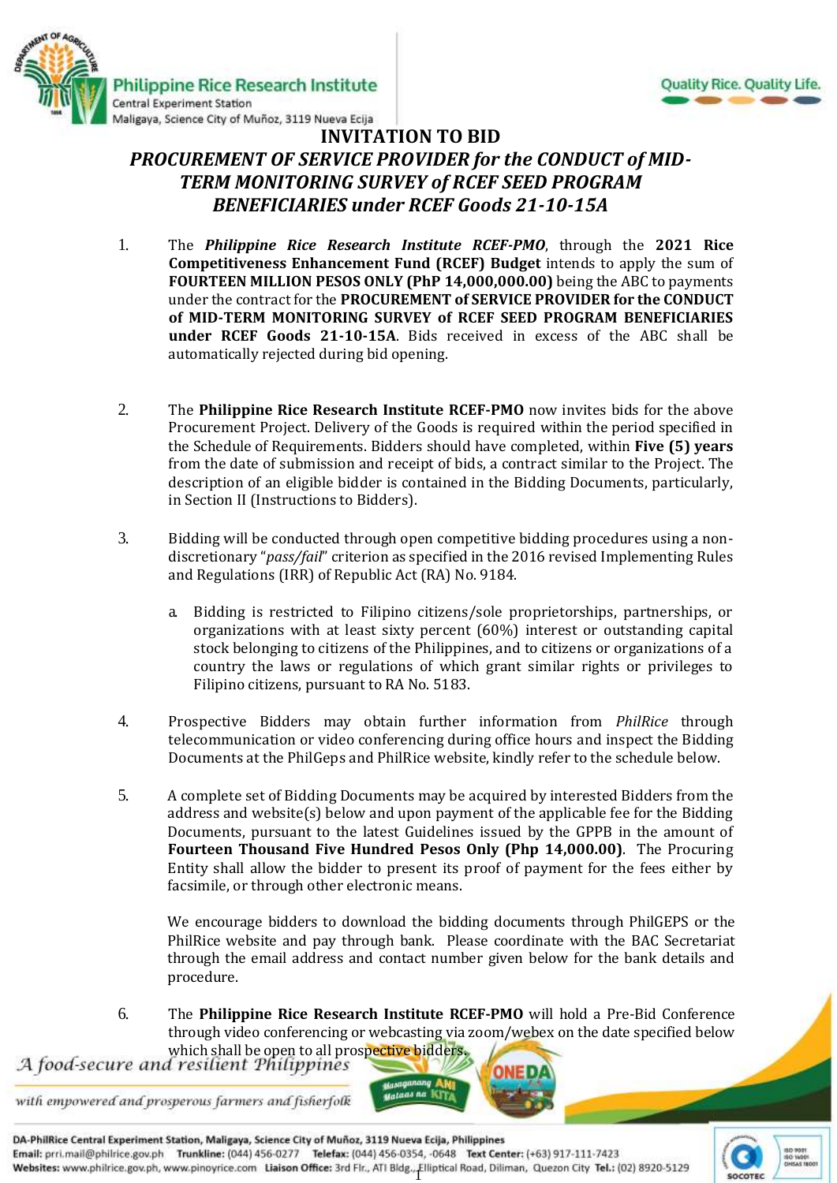# INVITATION TO BID

## *PROCUREMENT OF SERVICE PROVIDER for the CONDUCT of MID-TERM MONITORING SURVEY of RCEF SEED PROGRAM BENEFICIARIES under RCEF Goods 21-10-15A*

1. The ***Philippine Rice Research Institute RCEF-PMO***, through the **2021 Rice Competitiveness Enhancement Fund (RCEF) Budget** intends to apply the sum of **FOURTEEN MILLION PESOS ONLY (PhP 14,000,000.00)** being the ABC to payments under the contract for the **PROCUREMENT of SERVICE PROVIDER for the CONDUCT of MID-TERM MONITORING SURVEY of RCEF SEED PROGRAM BENEFICIARIES under RCEF Goods 21-10-15A**. Bids received in excess of the ABC shall be automatically rejected during bid opening.

2. The **Philippine Rice Research Institute RCEF-PMO** now invites bids for the above Procurement Project. Delivery of the Goods is required within the period specified in the Schedule of Requirements. Bidders should have completed, within **Five (5) years** from the date of submission and receipt of bids, a contract similar to the Project. The description of an eligible bidder is contained in the Bidding Documents, particularly, in Section II (Instructions to Bidders).

3. Bidding will be conducted through open competitive bidding procedures using a non-discretionary "*pass/fail*" criterion as specified in the 2016 revised Implementing Rules and Regulations (IRR) of Republic Act (RA) No. 9184.

   a. Bidding is restricted to Filipino citizens/sole proprietorships, partnerships, or organizations with at least sixty percent (60%) interest or outstanding capital stock belonging to citizens of the Philippines, and to citizens or organizations of a country the laws or regulations of which grant similar rights or privileges to Filipino citizens, pursuant to RA No. 5183.

4. Prospective Bidders may obtain further information from *PhilRice* through telecommunication or video conferencing during office hours and inspect the Bidding Documents at the PhilGeps and PhilRice website, kindly refer to the schedule below.

5. A complete set of Bidding Documents may be acquired by interested Bidders from the address and website(s) below and upon payment of the applicable fee for the Bidding Documents, pursuant to the latest Guidelines issued by the GPPB in the amount of **Fourteen Thousand Five Hundred Pesos Only (Php 14,000.00)**. The Procuring Entity shall allow the bidder to present its proof of payment for the fees either by facsimile, or through other electronic means.

   We encourage bidders to download the bidding documents through PhilGEPS or the PhilRice website and pay through bank. Please coordinate with the BAC Secretariat through the email address and contact number given below for the bank details and procedure.

6. The **Philippine Rice Research Institute RCEF-PMO** will hold a Pre-Bid Conference through video conferencing or webcasting via zoom/webex on the date specified below which shall be open to all prospective bidders.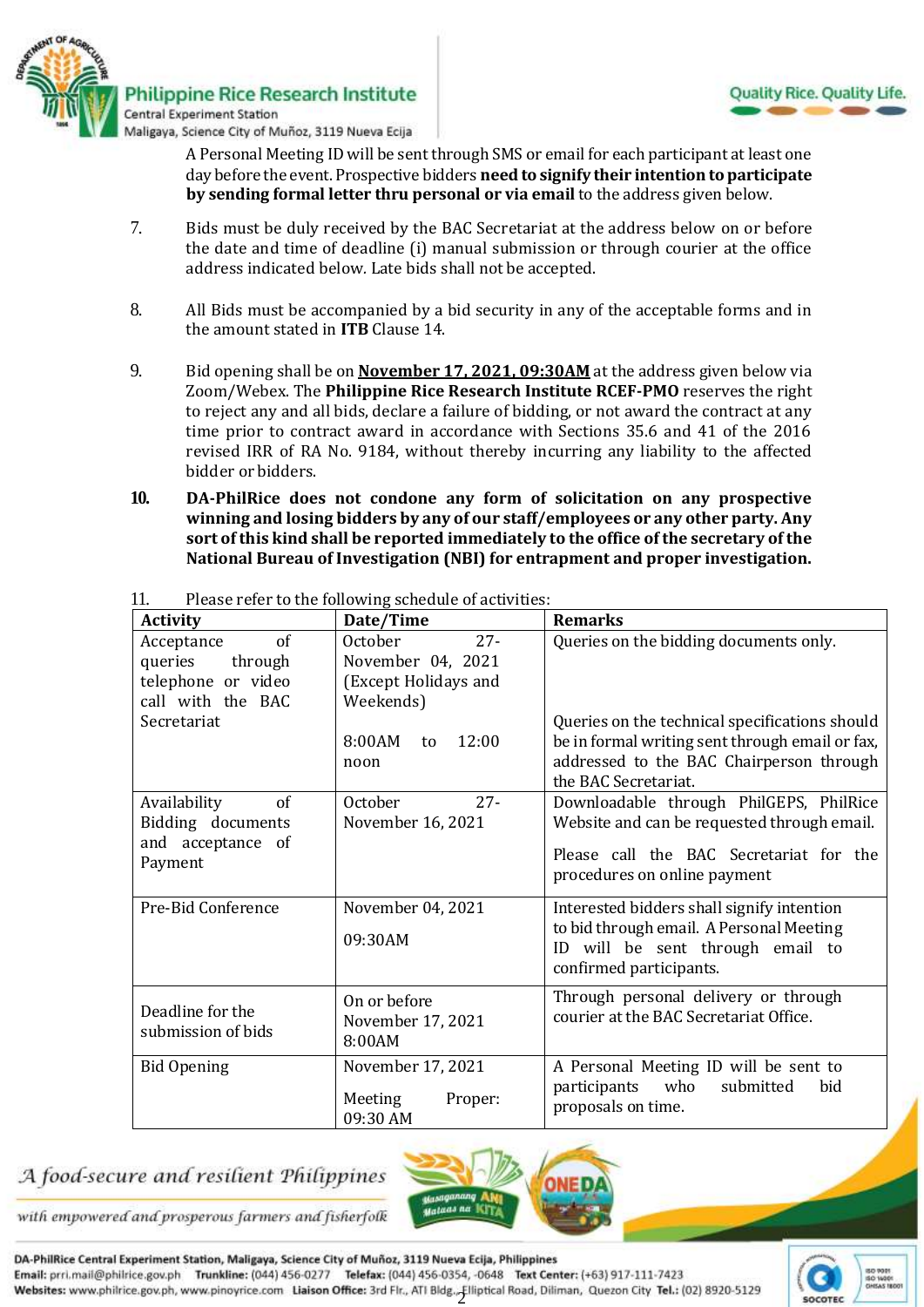A Personal Meeting ID will be sent through SMS or email for each participant at least one day before the event. Prospective bidders **need to signify their intention to participate by sending formal letter thru personal or via email** to the address given below.

7. Bids must be duly received by the BAC Secretariat at the address below on or before the date and time of deadline (i) manual submission or through courier at the office address indicated below. Late bids shall not be accepted.

8. All Bids must be accompanied by a bid security in any of the acceptable forms and in the amount stated in **ITB** Clause 14.

9. Bid opening shall be on **November 17, 2021, 09:30AM** at the address given below via Zoom/Webex. The **Philippine Rice Research Institute RCEF-PMO** reserves the right to reject any and all bids, declare a failure of bidding, or not award the contract at any time prior to contract award in accordance with Sections 35.6 and 41 of the 2016 revised IRR of RA No. 9184, without thereby incurring any liability to the affected bidder or bidders.

10. **DA-PhilRice does not condone any form of solicitation on any prospective winning and losing bidders by any of our staff/employees or any other party. Any sort of this kind shall be reported immediately to the office of the secretary of the National Bureau of Investigation (NBI) for entrapment and proper investigation.**

11. Please refer to the following schedule of activities:

| Activity | Date/Time | Remarks |
|---|---|---|
| Acceptance of queries through telephone or video call with the BAC Secretariat | October 27-November 04, 2021 (Except Holidays and Weekends)<br><br>8:00AM to 12:00 noon | Queries on the bidding documents only.<br><br>Queries on the technical specifications should be in formal writing sent through email or fax, addressed to the BAC Chairperson through the BAC Secretariat. |
| Availability of Bidding documents and acceptance of Payment | October 27-November 16, 2021 | Downloadable through PhilGEPS, PhilRice Website and can be requested through email.<br><br>Please call the BAC Secretariat for the procedures on online payment |
| Pre-Bid Conference | November 04, 2021<br><br>09:30AM | Interested bidders shall signify intention to bid through email. A Personal Meeting ID will be sent through email to confirmed participants. |
| Deadline for the submission of bids | On or before November 17, 2021 8:00AM | Through personal delivery or through courier at the BAC Secretariat Office. |
| Bid Opening | November 17, 2021<br><br>Meeting Proper: 09:30 AM | A Personal Meeting ID will be sent to participants who submitted bid proposals on time. |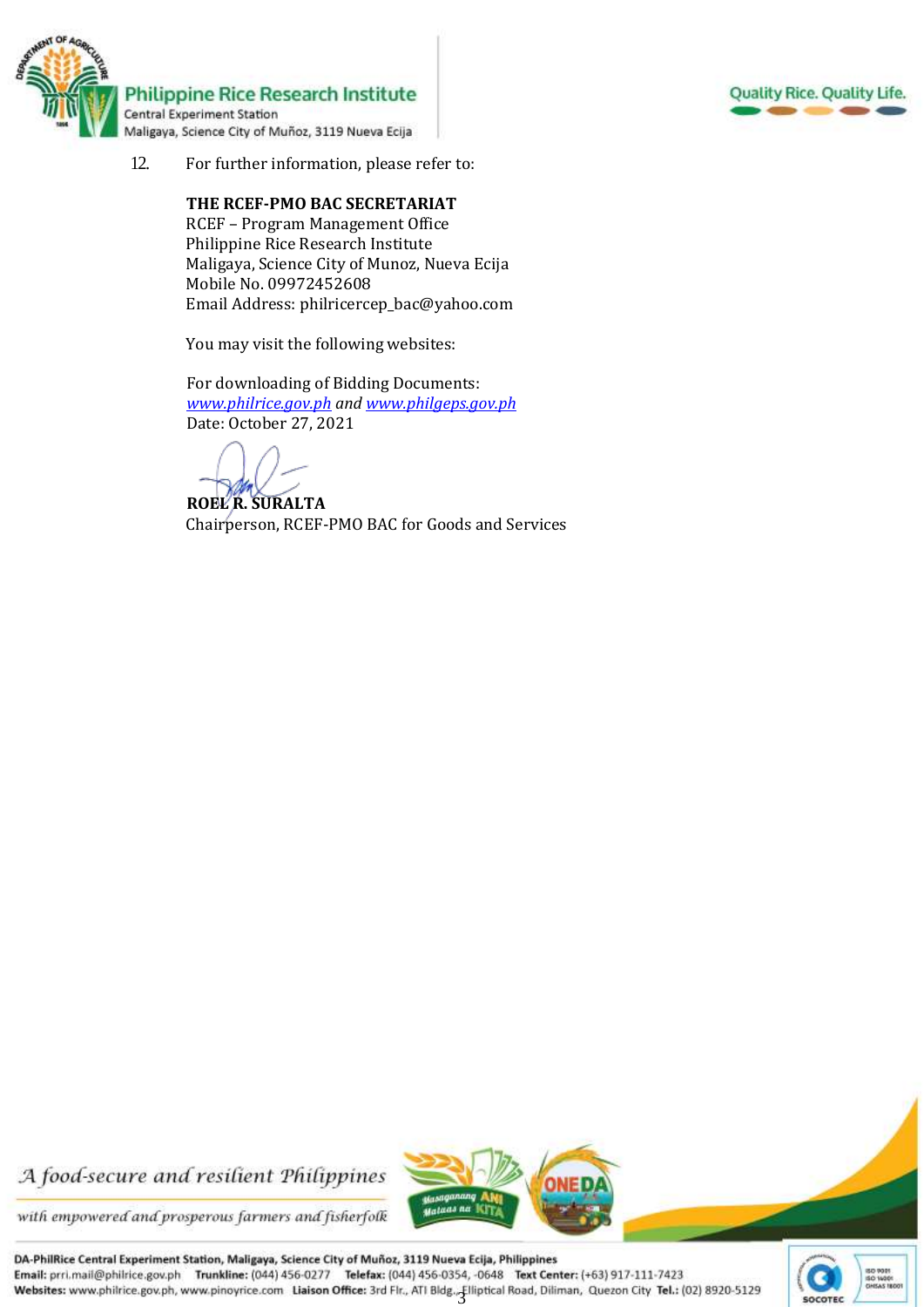12. For further information, please refer to:

**THE RCEF-PMO BAC SECRETARIAT**
RCEF – Program Management Office
Philippine Rice Research Institute
Maligaya, Science City of Munoz, Nueva Ecija
Mobile No. 09972452608
Email Address: philricercep_bac@yahoo.com

You may visit the following websites:

For downloading of Bidding Documents:
*www.philrice.gov.ph and www.philgeps.gov.ph*
Date: October 27, 2021

**ROEL R. SURALTA**
Chairperson, RCEF-PMO BAC for Goods and Services